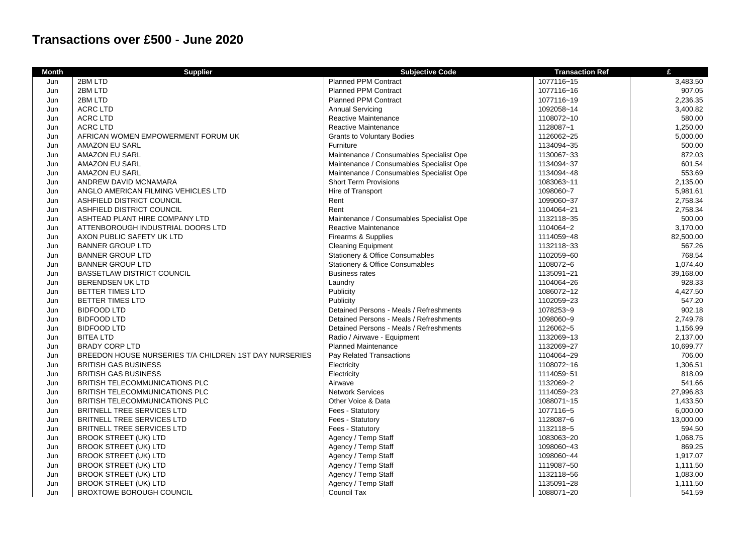# Transactions over £500 - June 2020

| Month | Supplier | Subjective Code | Transaction Ref | £ |
|---|---|---|---|---|
| Jun | 2BM LTD | Planned PPM Contract | 1077116~15 | 3,483.50 |
| Jun | 2BM LTD | Planned PPM Contract | 1077116~16 | 907.05 |
| Jun | 2BM LTD | Planned PPM Contract | 1077116~19 | 2,236.35 |
| Jun | ACRC LTD | Annual Servicing | 1092058~14 | 3,400.82 |
| Jun | ACRC LTD | Reactive Maintenance | 1108072~10 | 580.00 |
| Jun | ACRC LTD | Reactive Maintenance | 1128087~1 | 1,250.00 |
| Jun | AFRICAN WOMEN EMPOWERMENT FORUM UK | Grants to Voluntary Bodies | 1126062~25 | 5,000.00 |
| Jun | AMAZON EU SARL | Furniture | 1134094~35 | 500.00 |
| Jun | AMAZON EU SARL | Maintenance / Consumables Specialist Ope | 1130067~33 | 872.03 |
| Jun | AMAZON EU SARL | Maintenance / Consumables Specialist Ope | 1134094~37 | 601.54 |
| Jun | AMAZON EU SARL | Maintenance / Consumables Specialist Ope | 1134094~48 | 553.69 |
| Jun | ANDREW DAVID MCNAMARA | Short Term Provisions | 1083063~11 | 2,135.00 |
| Jun | ANGLO AMERICAN FILMING VEHICLES LTD | Hire of Transport | 1098060~7 | 5,981.61 |
| Jun | ASHFIELD DISTRICT COUNCIL | Rent | 1099060~37 | 2,758.34 |
| Jun | ASHFIELD DISTRICT COUNCIL | Rent | 1104064~21 | 2,758.34 |
| Jun | ASHTEAD PLANT HIRE COMPANY LTD | Maintenance / Consumables Specialist Ope | 1132118~35 | 500.00 |
| Jun | ATTENBOROUGH INDUSTRIAL DOORS LTD | Reactive Maintenance | 1104064~2 | 3,170.00 |
| Jun | AXON PUBLIC SAFETY UK LTD | Firearms & Supplies | 1114059~48 | 82,500.00 |
| Jun | BANNER GROUP LTD | Cleaning Equipment | 1132118~33 | 567.26 |
| Jun | BANNER GROUP LTD | Stationery & Office Consumables | 1102059~60 | 768.54 |
| Jun | BANNER GROUP LTD | Stationery & Office Consumables | 1108072~6 | 1,074.40 |
| Jun | BASSETLAW DISTRICT COUNCIL | Business rates | 1135091~21 | 39,168.00 |
| Jun | BERENDSEN UK LTD | Laundry | 1104064~26 | 928.33 |
| Jun | BETTER TIMES LTD | Publicity | 1086072~12 | 4,427.50 |
| Jun | BETTER TIMES LTD | Publicity | 1102059~23 | 547.20 |
| Jun | BIDFOOD LTD | Detained Persons - Meals / Refreshments | 1078253~9 | 902.18 |
| Jun | BIDFOOD LTD | Detained Persons - Meals / Refreshments | 1098060~9 | 2,749.78 |
| Jun | BIDFOOD LTD | Detained Persons - Meals / Refreshments | 1126062~5 | 1,156.99 |
| Jun | BITEA LTD | Radio / Airwave - Equipment | 1132069~13 | 2,137.00 |
| Jun | BRADY CORP LTD | Planned Maintenance | 1132069~27 | 10,699.77 |
| Jun | BREEDON HOUSE NURSERIES T/A CHILDREN 1ST DAY NURSERIES | Pay Related Transactions | 1104064~29 | 706.00 |
| Jun | BRITISH GAS BUSINESS | Electricity | 1108072~16 | 1,306.51 |
| Jun | BRITISH GAS BUSINESS | Electricity | 1114059~51 | 818.09 |
| Jun | BRITISH TELECOMMUNICATIONS PLC | Airwave | 1132069~2 | 541.66 |
| Jun | BRITISH TELECOMMUNICATIONS PLC | Network Services | 1114059~23 | 27,996.83 |
| Jun | BRITISH TELECOMMUNICATIONS PLC | Other Voice & Data | 1088071~15 | 1,433.50 |
| Jun | BRITNELL TREE SERVICES LTD | Fees - Statutory | 1077116~5 | 6,000.00 |
| Jun | BRITNELL TREE SERVICES LTD | Fees - Statutory | 1128087~6 | 13,000.00 |
| Jun | BRITNELL TREE SERVICES LTD | Fees - Statutory | 1132118~5 | 594.50 |
| Jun | BROOK STREET (UK) LTD | Agency / Temp Staff | 1083063~20 | 1,068.75 |
| Jun | BROOK STREET (UK) LTD | Agency / Temp Staff | 1098060~43 | 869.25 |
| Jun | BROOK STREET (UK) LTD | Agency / Temp Staff | 1098060~44 | 1,917.07 |
| Jun | BROOK STREET (UK) LTD | Agency / Temp Staff | 1119087~50 | 1,111.50 |
| Jun | BROOK STREET (UK) LTD | Agency / Temp Staff | 1132118~56 | 1,083.00 |
| Jun | BROOK STREET (UK) LTD | Agency / Temp Staff | 1135091~28 | 1,111.50 |
| Jun | BROXTOWE BOROUGH COUNCIL | Council Tax | 1088071~20 | 541.59 |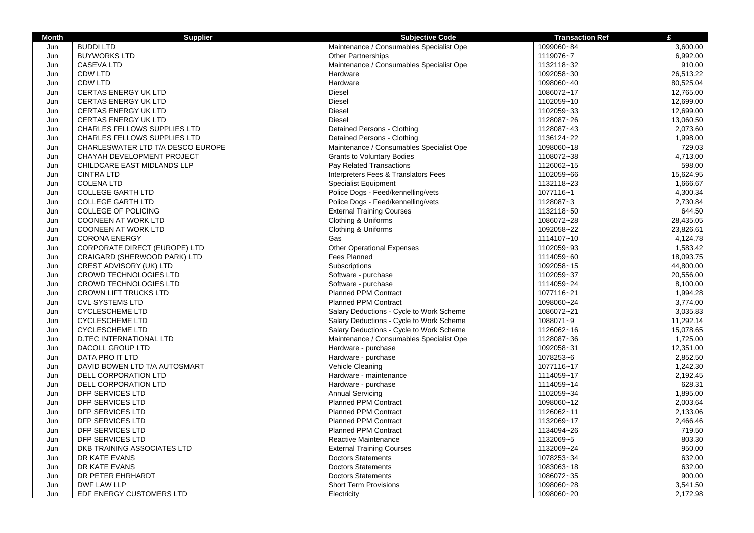| Month | Supplier | Subjective Code | Transaction Ref | £ |
|---|---|---|---|---|
| Jun | BUDDI LTD | Maintenance / Consumables Specialist Ope | 1099060~84 | 3,600.00 |
| Jun | BUYWORKS LTD | Other Partnerships | 1119076~7 | 6,992.00 |
| Jun | CASEVA LTD | Maintenance / Consumables Specialist Ope | 1132118~32 | 910.00 |
| Jun | CDW LTD | Hardware | 1092058~30 | 26,513.22 |
| Jun | CDW LTD | Hardware | 1098060~40 | 80,525.04 |
| Jun | CERTAS ENERGY UK LTD | Diesel | 1086072~17 | 12,765.00 |
| Jun | CERTAS ENERGY UK LTD | Diesel | 1102059~10 | 12,699.00 |
| Jun | CERTAS ENERGY UK LTD | Diesel | 1102059~33 | 12,699.00 |
| Jun | CERTAS ENERGY UK LTD | Diesel | 1128087~26 | 13,060.50 |
| Jun | CHARLES FELLOWS SUPPLIES LTD | Detained Persons - Clothing | 1128087~43 | 2,073.60 |
| Jun | CHARLES FELLOWS SUPPLIES LTD | Detained Persons - Clothing | 1136124~22 | 1,998.00 |
| Jun | CHARLESWATER LTD T/A DESCO EUROPE | Maintenance / Consumables Specialist Ope | 1098060~18 | 729.03 |
| Jun | CHAYAH DEVELOPMENT PROJECT | Grants to Voluntary Bodies | 1108072~38 | 4,713.00 |
| Jun | CHILDCARE EAST MIDLANDS LLP | Pay Related Transactions | 1126062~15 | 598.00 |
| Jun | CINTRA LTD | Interpreters Fees & Translators Fees | 1102059~66 | 15,624.95 |
| Jun | COLENA LTD | Specialist Equipment | 1132118~23 | 1,666.67 |
| Jun | COLLEGE GARTH LTD | Police Dogs - Feed/kennelling/vets | 1077116~1 | 4,300.34 |
| Jun | COLLEGE GARTH LTD | Police Dogs - Feed/kennelling/vets | 1128087~3 | 2,730.84 |
| Jun | COLLEGE OF POLICING | External Training Courses | 1132118~50 | 644.50 |
| Jun | COONEEN AT WORK LTD | Clothing & Uniforms | 1086072~28 | 28,435.05 |
| Jun | COONEEN AT WORK LTD | Clothing & Uniforms | 1092058~22 | 23,826.61 |
| Jun | CORONA ENERGY | Gas | 1114107~10 | 4,124.78 |
| Jun | CORPORATE DIRECT (EUROPE) LTD | Other Operational Expenses | 1102059~93 | 1,583.42 |
| Jun | CRAIGARD (SHERWOOD PARK) LTD | Fees Planned | 1114059~60 | 18,093.75 |
| Jun | CREST ADVISORY (UK) LTD | Subscriptions | 1092058~15 | 44,800.00 |
| Jun | CROWD TECHNOLOGIES LTD | Software - purchase | 1102059~37 | 20,556.00 |
| Jun | CROWD TECHNOLOGIES LTD | Software - purchase | 1114059~24 | 8,100.00 |
| Jun | CROWN LIFT TRUCKS LTD | Planned PPM Contract | 1077116~21 | 1,994.28 |
| Jun | CVL SYSTEMS LTD | Planned PPM Contract | 1098060~24 | 3,774.00 |
| Jun | CYCLESCHEME LTD | Salary Deductions - Cycle to Work Scheme | 1086072~21 | 3,035.83 |
| Jun | CYCLESCHEME LTD | Salary Deductions - Cycle to Work Scheme | 1088071~9 | 11,292.14 |
| Jun | CYCLESCHEME LTD | Salary Deductions - Cycle to Work Scheme | 1126062~16 | 15,078.65 |
| Jun | D.TEC INTERNATIONAL LTD | Maintenance / Consumables Specialist Ope | 1128087~36 | 1,725.00 |
| Jun | DACOLL GROUP LTD | Hardware - purchase | 1092058~31 | 12,351.00 |
| Jun | DATA PRO IT LTD | Hardware - purchase | 1078253~6 | 2,852.50 |
| Jun | DAVID BOWEN LTD T/A AUTOSMART | Vehicle Cleaning | 1077116~17 | 1,242.30 |
| Jun | DELL CORPORATION LTD | Hardware - maintenance | 1114059~17 | 2,192.45 |
| Jun | DELL CORPORATION LTD | Hardware - purchase | 1114059~14 | 628.31 |
| Jun | DFP SERVICES LTD | Annual Servicing | 1102059~34 | 1,895.00 |
| Jun | DFP SERVICES LTD | Planned PPM Contract | 1098060~12 | 2,003.64 |
| Jun | DFP SERVICES LTD | Planned PPM Contract | 1126062~11 | 2,133.06 |
| Jun | DFP SERVICES LTD | Planned PPM Contract | 1132069~17 | 2,466.46 |
| Jun | DFP SERVICES LTD | Planned PPM Contract | 1134094~26 | 719.50 |
| Jun | DFP SERVICES LTD | Reactive Maintenance | 1132069~5 | 803.30 |
| Jun | DKB TRAINING ASSOCIATES LTD | External Training Courses | 1132069~24 | 950.00 |
| Jun | DR KATE EVANS | Doctors Statements | 1078253~34 | 632.00 |
| Jun | DR KATE EVANS | Doctors Statements | 1083063~18 | 632.00 |
| Jun | DR PETER EHRHARDT | Doctors Statements | 1086072~35 | 900.00 |
| Jun | DWF LAW LLP | Short Term Provisions | 1098060~28 | 3,541.50 |
| Jun | EDF ENERGY CUSTOMERS LTD | Electricity | 1098060~20 | 2,172.98 |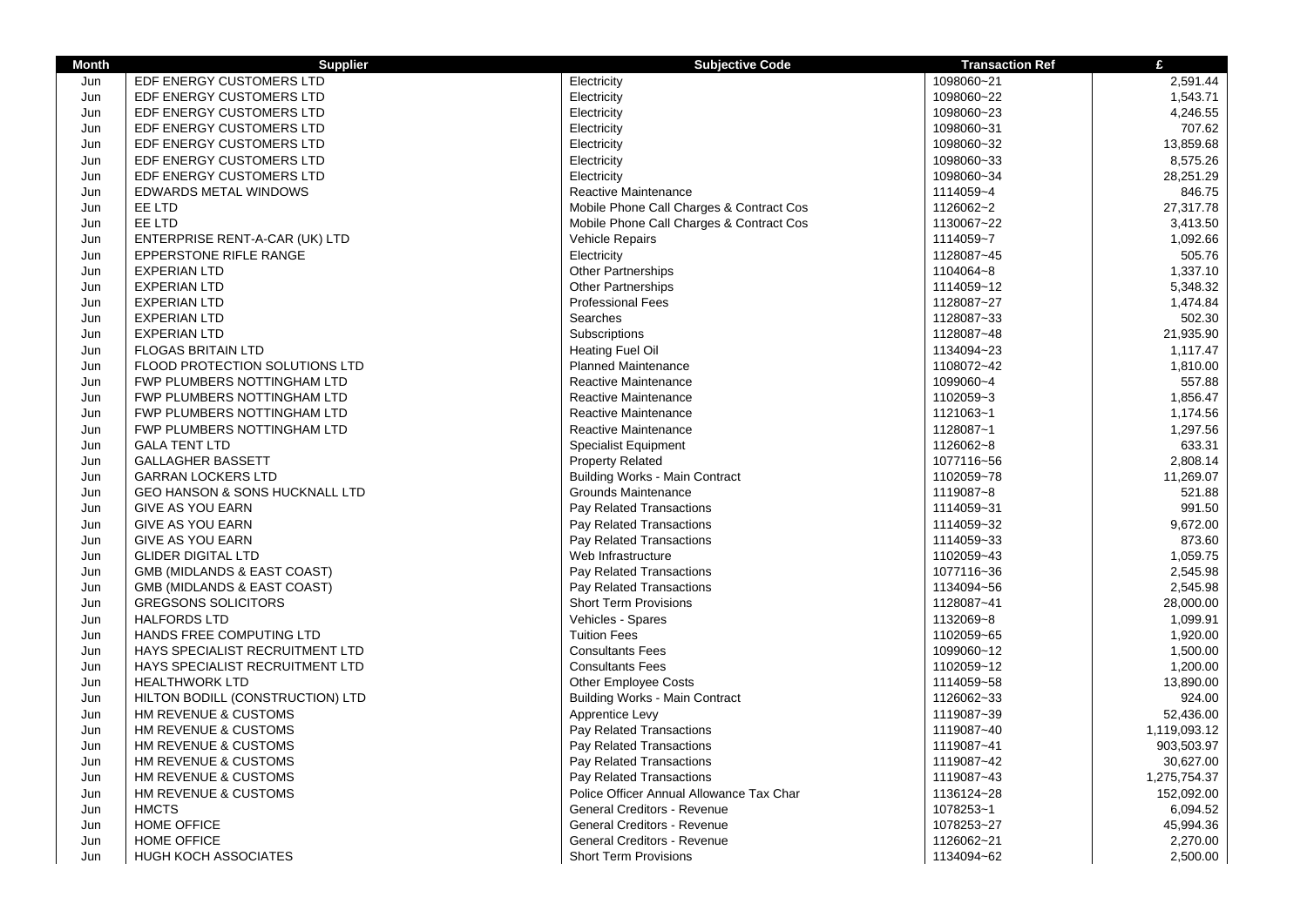| Month | Supplier | Subjective Code | Transaction Ref | £ |
|---|---|---|---|---|
| Jun | EDF ENERGY CUSTOMERS LTD | Electricity | 1098060~21 | 2,591.44 |
| Jun | EDF ENERGY CUSTOMERS LTD | Electricity | 1098060~22 | 1,543.71 |
| Jun | EDF ENERGY CUSTOMERS LTD | Electricity | 1098060~23 | 4,246.55 |
| Jun | EDF ENERGY CUSTOMERS LTD | Electricity | 1098060~31 | 707.62 |
| Jun | EDF ENERGY CUSTOMERS LTD | Electricity | 1098060~32 | 13,859.68 |
| Jun | EDF ENERGY CUSTOMERS LTD | Electricity | 1098060~33 | 8,575.26 |
| Jun | EDF ENERGY CUSTOMERS LTD | Electricity | 1098060~34 | 28,251.29 |
| Jun | EDWARDS METAL WINDOWS | Reactive Maintenance | 1114059~4 | 846.75 |
| Jun | EE LTD | Mobile Phone Call Charges & Contract Cos | 1126062~2 | 27,317.78 |
| Jun | EE LTD | Mobile Phone Call Charges & Contract Cos | 1130067~22 | 3,413.50 |
| Jun | ENTERPRISE RENT-A-CAR (UK) LTD | Vehicle Repairs | 1114059~7 | 1,092.66 |
| Jun | EPPERSTONE RIFLE RANGE | Electricity | 1128087~45 | 505.76 |
| Jun | EXPERIAN LTD | Other Partnerships | 1104064~8 | 1,337.10 |
| Jun | EXPERIAN LTD | Other Partnerships | 1114059~12 | 5,348.32 |
| Jun | EXPERIAN LTD | Professional Fees | 1128087~27 | 1,474.84 |
| Jun | EXPERIAN LTD | Searches | 1128087~33 | 502.30 |
| Jun | EXPERIAN LTD | Subscriptions | 1128087~48 | 21,935.90 |
| Jun | FLOGAS BRITAIN LTD | Heating Fuel Oil | 1134094~23 | 1,117.47 |
| Jun | FLOOD PROTECTION SOLUTIONS LTD | Planned Maintenance | 1108072~42 | 1,810.00 |
| Jun | FWP PLUMBERS NOTTINGHAM LTD | Reactive Maintenance | 1099060~4 | 557.88 |
| Jun | FWP PLUMBERS NOTTINGHAM LTD | Reactive Maintenance | 1102059~3 | 1,856.47 |
| Jun | FWP PLUMBERS NOTTINGHAM LTD | Reactive Maintenance | 1121063~1 | 1,174.56 |
| Jun | FWP PLUMBERS NOTTINGHAM LTD | Reactive Maintenance | 1128087~1 | 1,297.56 |
| Jun | GALA TENT LTD | Specialist Equipment | 1126062~8 | 633.31 |
| Jun | GALLAGHER BASSETT | Property Related | 1077116~56 | 2,808.14 |
| Jun | GARRAN LOCKERS LTD | Building Works - Main Contract | 1102059~78 | 11,269.07 |
| Jun | GEO HANSON & SONS HUCKNALL LTD | Grounds Maintenance | 1119087~8 | 521.88 |
| Jun | GIVE AS YOU EARN | Pay Related Transactions | 1114059~31 | 991.50 |
| Jun | GIVE AS YOU EARN | Pay Related Transactions | 1114059~32 | 9,672.00 |
| Jun | GIVE AS YOU EARN | Pay Related Transactions | 1114059~33 | 873.60 |
| Jun | GLIDER DIGITAL LTD | Web Infrastructure | 1102059~43 | 1,059.75 |
| Jun | GMB (MIDLANDS & EAST COAST) | Pay Related Transactions | 1077116~36 | 2,545.98 |
| Jun | GMB (MIDLANDS & EAST COAST) | Pay Related Transactions | 1134094~56 | 2,545.98 |
| Jun | GREGSONS SOLICITORS | Short Term Provisions | 1128087~41 | 28,000.00 |
| Jun | HALFORDS LTD | Vehicles - Spares | 1132069~8 | 1,099.91 |
| Jun | HANDS FREE COMPUTING LTD | Tuition Fees | 1102059~65 | 1,920.00 |
| Jun | HAYS SPECIALIST RECRUITMENT LTD | Consultants Fees | 1099060~12 | 1,500.00 |
| Jun | HAYS SPECIALIST RECRUITMENT LTD | Consultants Fees | 1102059~12 | 1,200.00 |
| Jun | HEALTHWORK LTD | Other Employee Costs | 1114059~58 | 13,890.00 |
| Jun | HILTON BODILL (CONSTRUCTION) LTD | Building Works - Main Contract | 1126062~33 | 924.00 |
| Jun | HM REVENUE & CUSTOMS | Apprentice Levy | 1119087~39 | 52,436.00 |
| Jun | HM REVENUE & CUSTOMS | Pay Related Transactions | 1119087~40 | 1,119,093.12 |
| Jun | HM REVENUE & CUSTOMS | Pay Related Transactions | 1119087~41 | 903,503.97 |
| Jun | HM REVENUE & CUSTOMS | Pay Related Transactions | 1119087~42 | 30,627.00 |
| Jun | HM REVENUE & CUSTOMS | Pay Related Transactions | 1119087~43 | 1,275,754.37 |
| Jun | HM REVENUE & CUSTOMS | Police Officer Annual Allowance Tax Char | 1136124~28 | 152,092.00 |
| Jun | HMCTS | General Creditors - Revenue | 1078253~1 | 6,094.52 |
| Jun | HOME OFFICE | General Creditors - Revenue | 1078253~27 | 45,994.36 |
| Jun | HOME OFFICE | General Creditors - Revenue | 1126062~21 | 2,270.00 |
| Jun | HUGH KOCH ASSOCIATES | Short Term Provisions | 1134094~62 | 2,500.00 |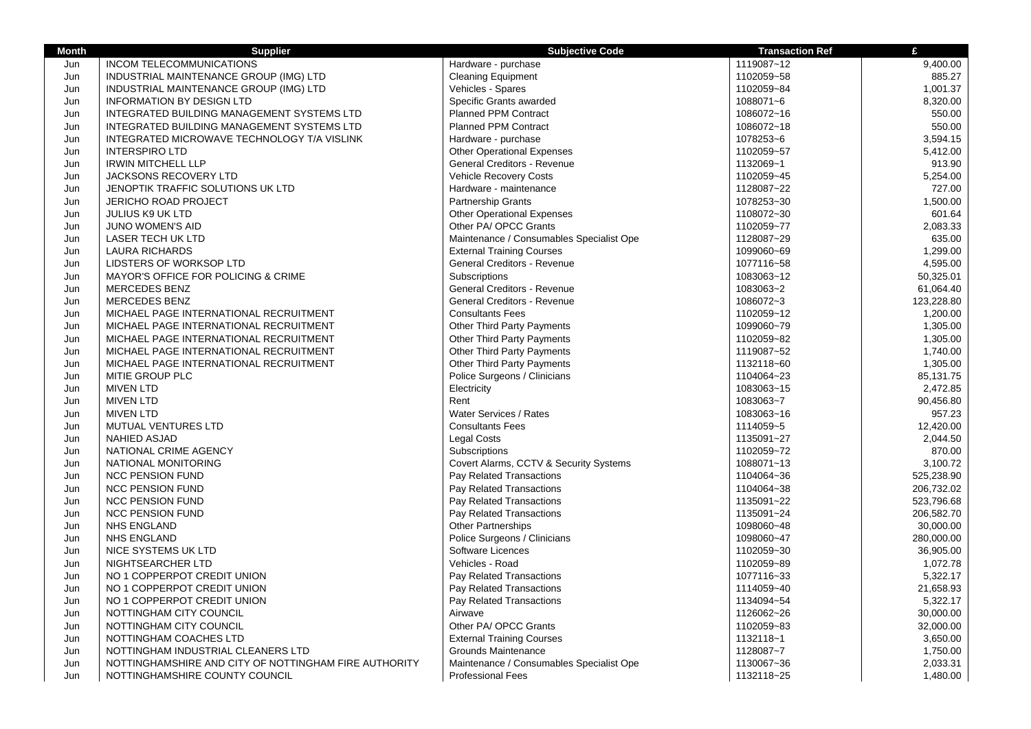| Month | Supplier | Subjective Code | Transaction Ref | £ |
|---|---|---|---|---|
| Jun | INCOM TELECOMMUNICATIONS | Hardware - purchase | 1119087~12 | 9,400.00 |
| Jun | INDUSTRIAL MAINTENANCE GROUP (IMG) LTD | Cleaning Equipment | 1102059~58 | 885.27 |
| Jun | INDUSTRIAL MAINTENANCE GROUP (IMG) LTD | Vehicles - Spares | 1102059~84 | 1,001.37 |
| Jun | INFORMATION BY DESIGN LTD | Specific Grants awarded | 1088071~6 | 8,320.00 |
| Jun | INTEGRATED BUILDING MANAGEMENT SYSTEMS LTD | Planned PPM Contract | 1086072~16 | 550.00 |
| Jun | INTEGRATED BUILDING MANAGEMENT SYSTEMS LTD | Planned PPM Contract | 1086072~18 | 550.00 |
| Jun | INTEGRATED MICROWAVE TECHNOLOGY T/A VISLINK | Hardware - purchase | 1078253~6 | 3,594.15 |
| Jun | INTERSPIRO LTD | Other Operational Expenses | 1102059~57 | 5,412.00 |
| Jun | IRWIN MITCHELL LLP | General Creditors - Revenue | 1132069~1 | 913.90 |
| Jun | JACKSONS RECOVERY LTD | Vehicle Recovery Costs | 1102059~45 | 5,254.00 |
| Jun | JENOPTIK TRAFFIC SOLUTIONS UK LTD | Hardware - maintenance | 1128087~22 | 727.00 |
| Jun | JERICHO ROAD PROJECT | Partnership Grants | 1078253~30 | 1,500.00 |
| Jun | JULIUS K9 UK LTD | Other Operational Expenses | 1108072~30 | 601.64 |
| Jun | JUNO WOMEN'S AID | Other PA/ OPCC Grants | 1102059~77 | 2,083.33 |
| Jun | LASER TECH UK LTD | Maintenance / Consumables Specialist Ope | 1128087~29 | 635.00 |
| Jun | LAURA RICHARDS | External Training Courses | 1099060~69 | 1,299.00 |
| Jun | LIDSTERS OF WORKSOP LTD | General Creditors - Revenue | 1077116~58 | 4,595.00 |
| Jun | MAYOR'S OFFICE FOR POLICING & CRIME | Subscriptions | 1083063~12 | 50,325.01 |
| Jun | MERCEDES BENZ | General Creditors - Revenue | 1083063~2 | 61,064.40 |
| Jun | MERCEDES BENZ | General Creditors - Revenue | 1086072~3 | 123,228.80 |
| Jun | MICHAEL PAGE INTERNATIONAL RECRUITMENT | Consultants Fees | 1102059~12 | 1,200.00 |
| Jun | MICHAEL PAGE INTERNATIONAL RECRUITMENT | Other Third Party Payments | 1099060~79 | 1,305.00 |
| Jun | MICHAEL PAGE INTERNATIONAL RECRUITMENT | Other Third Party Payments | 1102059~82 | 1,305.00 |
| Jun | MICHAEL PAGE INTERNATIONAL RECRUITMENT | Other Third Party Payments | 1119087~52 | 1,740.00 |
| Jun | MICHAEL PAGE INTERNATIONAL RECRUITMENT | Other Third Party Payments | 1132118~60 | 1,305.00 |
| Jun | MITIE GROUP PLC | Police Surgeons / Clinicians | 1104064~23 | 85,131.75 |
| Jun | MIVEN LTD | Electricity | 1083063~15 | 2,472.85 |
| Jun | MIVEN LTD | Rent | 1083063~7 | 90,456.80 |
| Jun | MIVEN LTD | Water Services / Rates | 1083063~16 | 957.23 |
| Jun | MUTUAL VENTURES LTD | Consultants Fees | 1114059~5 | 12,420.00 |
| Jun | NAHIED ASJAD | Legal Costs | 1135091~27 | 2,044.50 |
| Jun | NATIONAL CRIME AGENCY | Subscriptions | 1102059~72 | 870.00 |
| Jun | NATIONAL MONITORING | Covert Alarms, CCTV & Security Systems | 1088071~13 | 3,100.72 |
| Jun | NCC PENSION FUND | Pay Related Transactions | 1104064~36 | 525,238.90 |
| Jun | NCC PENSION FUND | Pay Related Transactions | 1104064~38 | 206,732.02 |
| Jun | NCC PENSION FUND | Pay Related Transactions | 1135091~22 | 523,796.68 |
| Jun | NCC PENSION FUND | Pay Related Transactions | 1135091~24 | 206,582.70 |
| Jun | NHS ENGLAND | Other Partnerships | 1098060~48 | 30,000.00 |
| Jun | NHS ENGLAND | Police Surgeons / Clinicians | 1098060~47 | 280,000.00 |
| Jun | NICE SYSTEMS UK LTD | Software Licences | 1102059~30 | 36,905.00 |
| Jun | NIGHTSEARCHER LTD | Vehicles - Road | 1102059~89 | 1,072.78 |
| Jun | NO 1 COPPERPOT CREDIT UNION | Pay Related Transactions | 1077116~33 | 5,322.17 |
| Jun | NO 1 COPPERPOT CREDIT UNION | Pay Related Transactions | 1114059~40 | 21,658.93 |
| Jun | NO 1 COPPERPOT CREDIT UNION | Pay Related Transactions | 1134094~54 | 5,322.17 |
| Jun | NOTTINGHAM CITY COUNCIL | Airwave | 1126062~26 | 30,000.00 |
| Jun | NOTTINGHAM CITY COUNCIL | Other PA/ OPCC Grants | 1102059~83 | 32,000.00 |
| Jun | NOTTINGHAM COACHES LTD | External Training Courses | 1132118~1 | 3,650.00 |
| Jun | NOTTINGHAM INDUSTRIAL CLEANERS LTD | Grounds Maintenance | 1128087~7 | 1,750.00 |
| Jun | NOTTINGHAMSHIRE AND CITY OF NOTTINGHAM FIRE AUTHORITY | Maintenance / Consumables Specialist Ope | 1130067~36 | 2,033.31 |
| Jun | NOTTINGHAMSHIRE COUNTY COUNCIL | Professional Fees | 1132118~25 | 1,480.00 |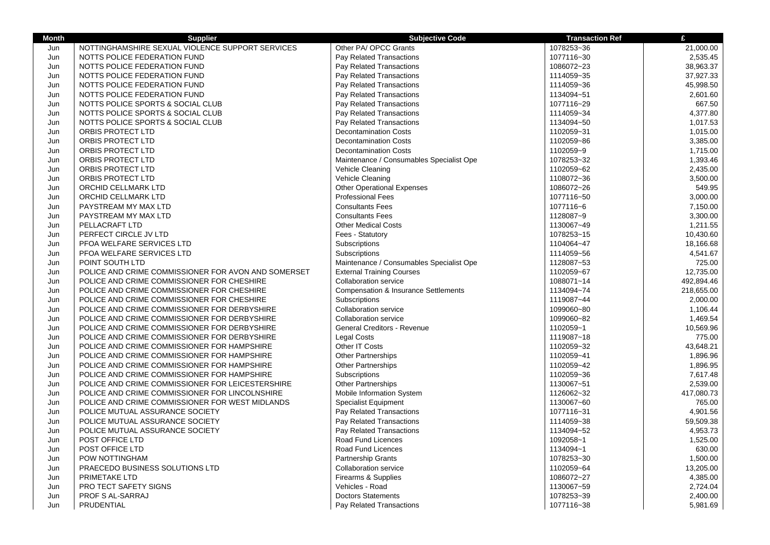| Month | Supplier | Subjective Code | Transaction Ref | £ |
|---|---|---|---|---|
| Jun | NOTTINGHAMSHIRE SEXUAL VIOLENCE SUPPORT SERVICES | Other PA/ OPCC Grants | 1078253~36 | 21,000.00 |
| Jun | NOTTS POLICE FEDERATION FUND | Pay Related Transactions | 1077116~30 | 2,535.45 |
| Jun | NOTTS POLICE FEDERATION FUND | Pay Related Transactions | 1086072~23 | 38,963.37 |
| Jun | NOTTS POLICE FEDERATION FUND | Pay Related Transactions | 1114059~35 | 37,927.33 |
| Jun | NOTTS POLICE FEDERATION FUND | Pay Related Transactions | 1114059~36 | 45,998.50 |
| Jun | NOTTS POLICE FEDERATION FUND | Pay Related Transactions | 1134094~51 | 2,601.60 |
| Jun | NOTTS POLICE SPORTS & SOCIAL CLUB | Pay Related Transactions | 1077116~29 | 667.50 |
| Jun | NOTTS POLICE SPORTS & SOCIAL CLUB | Pay Related Transactions | 1114059~34 | 4,377.80 |
| Jun | NOTTS POLICE SPORTS & SOCIAL CLUB | Pay Related Transactions | 1134094~50 | 1,017.53 |
| Jun | ORBIS PROTECT LTD | Decontamination Costs | 1102059~31 | 1,015.00 |
| Jun | ORBIS PROTECT LTD | Decontamination Costs | 1102059~86 | 3,385.00 |
| Jun | ORBIS PROTECT LTD | Decontamination Costs | 1102059~9 | 1,715.00 |
| Jun | ORBIS PROTECT LTD | Maintenance / Consumables Specialist Ope | 1078253~32 | 1,393.46 |
| Jun | ORBIS PROTECT LTD | Vehicle Cleaning | 1102059~62 | 2,435.00 |
| Jun | ORBIS PROTECT LTD | Vehicle Cleaning | 1108072~36 | 3,500.00 |
| Jun | ORCHID CELLMARK LTD | Other Operational Expenses | 1086072~26 | 549.95 |
| Jun | ORCHID CELLMARK LTD | Professional Fees | 1077116~50 | 3,000.00 |
| Jun | PAYSTREAM MY MAX LTD | Consultants Fees | 1077116~6 | 7,150.00 |
| Jun | PAYSTREAM MY MAX LTD | Consultants Fees | 1128087~9 | 3,300.00 |
| Jun | PELLACRAFT LTD | Other Medical Costs | 1130067~49 | 1,211.55 |
| Jun | PERFECT CIRCLE JV LTD | Fees - Statutory | 1078253~15 | 10,430.60 |
| Jun | PFOA WELFARE SERVICES LTD | Subscriptions | 1104064~47 | 18,166.68 |
| Jun | PFOA WELFARE SERVICES LTD | Subscriptions | 1114059~56 | 4,541.67 |
| Jun | POINT SOUTH LTD | Maintenance / Consumables Specialist Ope | 1128087~53 | 725.00 |
| Jun | POLICE AND CRIME COMMISSIONER FOR AVON AND SOMERSET | External Training Courses | 1102059~67 | 12,735.00 |
| Jun | POLICE AND CRIME COMMISSIONER FOR CHESHIRE | Collaboration service | 1088071~14 | 492,894.46 |
| Jun | POLICE AND CRIME COMMISSIONER FOR CHESHIRE | Compensation & Insurance Settlements | 1134094~74 | 218,655.00 |
| Jun | POLICE AND CRIME COMMISSIONER FOR CHESHIRE | Subscriptions | 1119087~44 | 2,000.00 |
| Jun | POLICE AND CRIME COMMISSIONER FOR DERBYSHIRE | Collaboration service | 1099060~80 | 1,106.44 |
| Jun | POLICE AND CRIME COMMISSIONER FOR DERBYSHIRE | Collaboration service | 1099060~82 | 1,469.54 |
| Jun | POLICE AND CRIME COMMISSIONER FOR DERBYSHIRE | General Creditors - Revenue | 1102059~1 | 10,569.96 |
| Jun | POLICE AND CRIME COMMISSIONER FOR DERBYSHIRE | Legal Costs | 1119087~18 | 775.00 |
| Jun | POLICE AND CRIME COMMISSIONER FOR HAMPSHIRE | Other IT Costs | 1102059~32 | 43,648.21 |
| Jun | POLICE AND CRIME COMMISSIONER FOR HAMPSHIRE | Other Partnerships | 1102059~41 | 1,896.96 |
| Jun | POLICE AND CRIME COMMISSIONER FOR HAMPSHIRE | Other Partnerships | 1102059~42 | 1,896.95 |
| Jun | POLICE AND CRIME COMMISSIONER FOR HAMPSHIRE | Subscriptions | 1102059~36 | 7,617.48 |
| Jun | POLICE AND CRIME COMMISSIONER FOR LEICESTERSHIRE | Other Partnerships | 1130067~51 | 2,539.00 |
| Jun | POLICE AND CRIME COMMISSIONER FOR LINCOLNSHIRE | Mobile Information System | 1126062~32 | 417,080.73 |
| Jun | POLICE AND CRIME COMMISSIONER FOR WEST MIDLANDS | Specialist Equipment | 1130067~60 | 765.00 |
| Jun | POLICE MUTUAL ASSURANCE SOCIETY | Pay Related Transactions | 1077116~31 | 4,901.56 |
| Jun | POLICE MUTUAL ASSURANCE SOCIETY | Pay Related Transactions | 1114059~38 | 59,509.38 |
| Jun | POLICE MUTUAL ASSURANCE SOCIETY | Pay Related Transactions | 1134094~52 | 4,953.73 |
| Jun | POST OFFICE LTD | Road Fund Licences | 1092058~1 | 1,525.00 |
| Jun | POST OFFICE LTD | Road Fund Licences | 1134094~1 | 630.00 |
| Jun | POW NOTTINGHAM | Partnership Grants | 1078253~30 | 1,500.00 |
| Jun | PRAECEDO BUSINESS SOLUTIONS LTD | Collaboration service | 1102059~64 | 13,205.00 |
| Jun | PRIMETAKE LTD | Firearms & Supplies | 1086072~27 | 4,385.00 |
| Jun | PRO TECT SAFETY SIGNS | Vehicles - Road | 1130067~59 | 2,724.04 |
| Jun | PROF S AL-SARRAJ | Doctors Statements | 1078253~39 | 2,400.00 |
| Jun | PRUDENTIAL | Pay Related Transactions | 1077116~38 | 5,981.69 |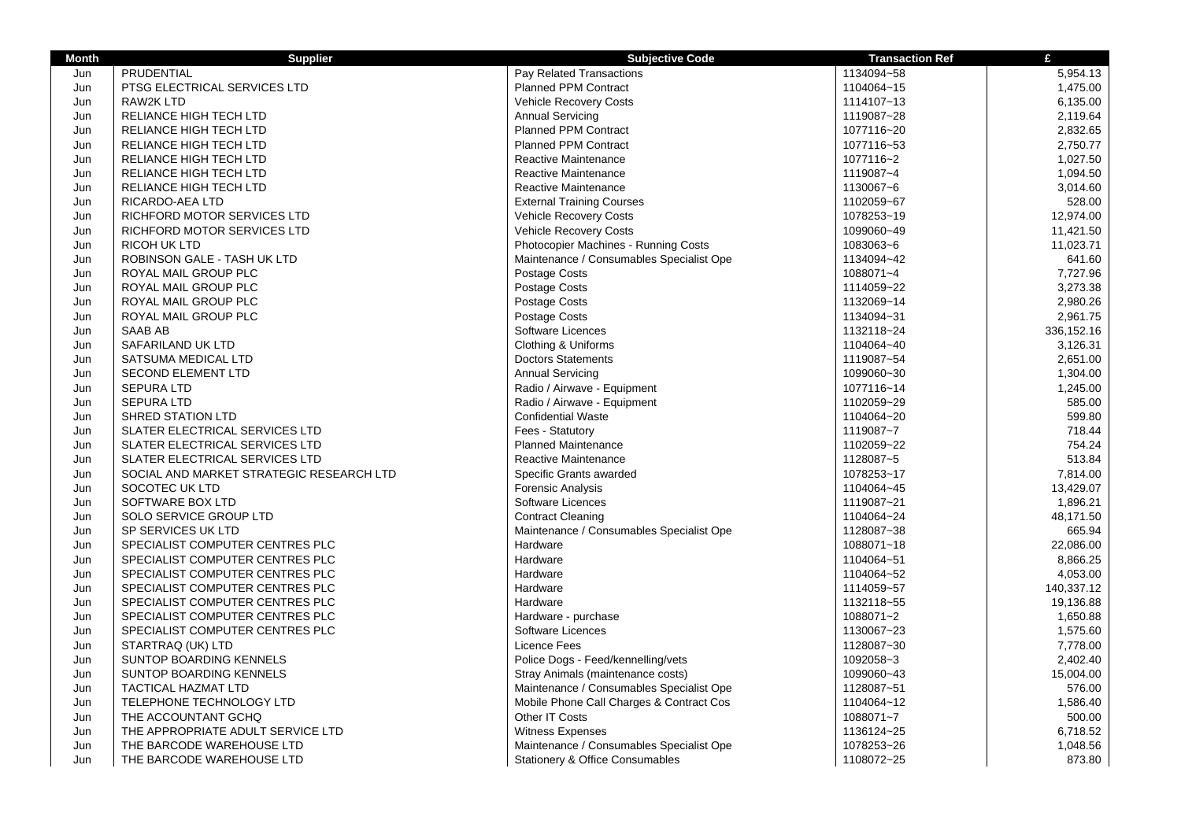| Month | Supplier | Subjective Code | Transaction Ref | £ |
|---|---|---|---|---|
| Jun | PRUDENTIAL | Pay Related Transactions | 1134094~58 | 5,954.13 |
| Jun | PTSG ELECTRICAL SERVICES LTD | Planned PPM Contract | 1104064~15 | 1,475.00 |
| Jun | RAW2K LTD | Vehicle Recovery Costs | 1114107~13 | 6,135.00 |
| Jun | RELIANCE HIGH TECH LTD | Annual Servicing | 1119087~28 | 2,119.64 |
| Jun | RELIANCE HIGH TECH LTD | Planned PPM Contract | 1077116~20 | 2,832.65 |
| Jun | RELIANCE HIGH TECH LTD | Planned PPM Contract | 1077116~53 | 2,750.77 |
| Jun | RELIANCE HIGH TECH LTD | Reactive Maintenance | 1077116~2 | 1,027.50 |
| Jun | RELIANCE HIGH TECH LTD | Reactive Maintenance | 1119087~4 | 1,094.50 |
| Jun | RELIANCE HIGH TECH LTD | Reactive Maintenance | 1130067~6 | 3,014.60 |
| Jun | RICARDO-AEA LTD | External Training Courses | 1102059~67 | 528.00 |
| Jun | RICHFORD MOTOR SERVICES LTD | Vehicle Recovery Costs | 1078253~19 | 12,974.00 |
| Jun | RICHFORD MOTOR SERVICES LTD | Vehicle Recovery Costs | 1099060~49 | 11,421.50 |
| Jun | RICOH UK LTD | Photocopier Machines - Running Costs | 1083063~6 | 11,023.71 |
| Jun | ROBINSON GALE - TASH UK LTD | Maintenance / Consumables Specialist Ope | 1134094~42 | 641.60 |
| Jun | ROYAL MAIL GROUP PLC | Postage Costs | 1088071~4 | 7,727.96 |
| Jun | ROYAL MAIL GROUP PLC | Postage Costs | 1114059~22 | 3,273.38 |
| Jun | ROYAL MAIL GROUP PLC | Postage Costs | 1132069~14 | 2,980.26 |
| Jun | ROYAL MAIL GROUP PLC | Postage Costs | 1134094~31 | 2,961.75 |
| Jun | SAAB AB | Software Licences | 1132118~24 | 336,152.16 |
| Jun | SAFARILAND UK LTD | Clothing & Uniforms | 1104064~40 | 3,126.31 |
| Jun | SATSUMA MEDICAL LTD | Doctors Statements | 1119087~54 | 2,651.00 |
| Jun | SECOND ELEMENT LTD | Annual Servicing | 1099060~30 | 1,304.00 |
| Jun | SEPURA LTD | Radio / Airwave - Equipment | 1077116~14 | 1,245.00 |
| Jun | SEPURA LTD | Radio / Airwave - Equipment | 1102059~29 | 585.00 |
| Jun | SHRED STATION LTD | Confidential Waste | 1104064~20 | 599.80 |
| Jun | SLATER ELECTRICAL SERVICES LTD | Fees - Statutory | 1119087~7 | 718.44 |
| Jun | SLATER ELECTRICAL SERVICES LTD | Planned Maintenance | 1102059~22 | 754.24 |
| Jun | SLATER ELECTRICAL SERVICES LTD | Reactive Maintenance | 1128087~5 | 513.84 |
| Jun | SOCIAL AND MARKET STRATEGIC RESEARCH LTD | Specific Grants awarded | 1078253~17 | 7,814.00 |
| Jun | SOCOTEC UK LTD | Forensic Analysis | 1104064~45 | 13,429.07 |
| Jun | SOFTWARE BOX LTD | Software Licences | 1119087~21 | 1,896.21 |
| Jun | SOLO SERVICE GROUP LTD | Contract Cleaning | 1104064~24 | 48,171.50 |
| Jun | SP SERVICES UK LTD | Maintenance / Consumables Specialist Ope | 1128087~38 | 665.94 |
| Jun | SPECIALIST COMPUTER CENTRES PLC | Hardware | 1088071~18 | 22,086.00 |
| Jun | SPECIALIST COMPUTER CENTRES PLC | Hardware | 1104064~51 | 8,866.25 |
| Jun | SPECIALIST COMPUTER CENTRES PLC | Hardware | 1104064~52 | 4,053.00 |
| Jun | SPECIALIST COMPUTER CENTRES PLC | Hardware | 1114059~57 | 140,337.12 |
| Jun | SPECIALIST COMPUTER CENTRES PLC | Hardware | 1132118~55 | 19,136.88 |
| Jun | SPECIALIST COMPUTER CENTRES PLC | Hardware - purchase | 1088071~2 | 1,650.88 |
| Jun | SPECIALIST COMPUTER CENTRES PLC | Software Licences | 1130067~23 | 1,575.60 |
| Jun | STARTRAQ (UK) LTD | Licence Fees | 1128087~30 | 7,778.00 |
| Jun | SUNTOP BOARDING KENNELS | Police Dogs - Feed/kennelling/vets | 1092058~3 | 2,402.40 |
| Jun | SUNTOP BOARDING KENNELS | Stray Animals (maintenance costs) | 1099060~43 | 15,004.00 |
| Jun | TACTICAL HAZMAT LTD | Maintenance / Consumables Specialist Ope | 1128087~51 | 576.00 |
| Jun | TELEPHONE TECHNOLOGY LTD | Mobile Phone Call Charges & Contract Cos | 1104064~12 | 1,586.40 |
| Jun | THE ACCOUNTANT GCHQ | Other IT Costs | 1088071~7 | 500.00 |
| Jun | THE APPROPRIATE ADULT SERVICE LTD | Witness Expenses | 1136124~25 | 6,718.52 |
| Jun | THE BARCODE WAREHOUSE LTD | Maintenance / Consumables Specialist Ope | 1078253~26 | 1,048.56 |
| Jun | THE BARCODE WAREHOUSE LTD | Stationery & Office Consumables | 1108072~25 | 873.80 |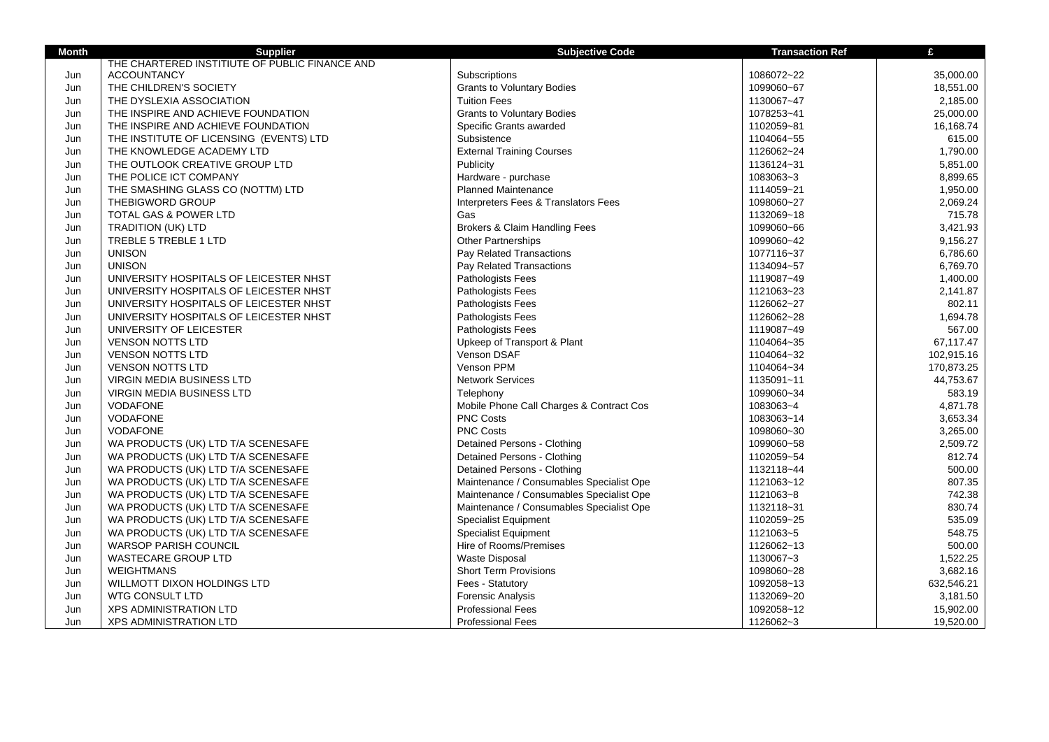| Month | Supplier | Subjective Code | Transaction Ref | £ |
|---|---|---|---|---|
| Jun | THE CHARTERED INSTITIUTE OF PUBLIC FINANCE AND ACCOUNTANCY | Subscriptions | 1086072~22 | 35,000.00 |
| Jun | THE CHILDREN'S SOCIETY | Grants to Voluntary Bodies | 1099060~67 | 18,551.00 |
| Jun | THE DYSLEXIA ASSOCIATION | Tuition Fees | 1130067~47 | 2,185.00 |
| Jun | THE INSPIRE AND ACHIEVE FOUNDATION | Grants to Voluntary Bodies | 1078253~41 | 25,000.00 |
| Jun | THE INSPIRE AND ACHIEVE FOUNDATION | Specific Grants awarded | 1102059~81 | 16,168.74 |
| Jun | THE INSTITUTE OF LICENSING (EVENTS) LTD | Subsistence | 1104064~55 | 615.00 |
| Jun | THE KNOWLEDGE ACADEMY LTD | External Training Courses | 1126062~24 | 1,790.00 |
| Jun | THE OUTLOOK CREATIVE GROUP LTD | Publicity | 1136124~31 | 5,851.00 |
| Jun | THE POLICE ICT COMPANY | Hardware - purchase | 1083063~3 | 8,899.65 |
| Jun | THE SMASHING GLASS CO (NOTTM) LTD | Planned Maintenance | 1114059~21 | 1,950.00 |
| Jun | THEBIGWORD GROUP | Interpreters Fees & Translators Fees | 1098060~27 | 2,069.24 |
| Jun | TOTAL GAS & POWER LTD | Gas | 1132069~18 | 715.78 |
| Jun | TRADITION (UK) LTD | Brokers & Claim Handling Fees | 1099060~66 | 3,421.93 |
| Jun | TREBLE 5 TREBLE 1 LTD | Other Partnerships | 1099060~42 | 9,156.27 |
| Jun | UNISON | Pay Related Transactions | 1077116~37 | 6,786.60 |
| Jun | UNISON | Pay Related Transactions | 1134094~57 | 6,769.70 |
| Jun | UNIVERSITY HOSPITALS OF LEICESTER NHST | Pathologists Fees | 1119087~49 | 1,400.00 |
| Jun | UNIVERSITY HOSPITALS OF LEICESTER NHST | Pathologists Fees | 1121063~23 | 2,141.87 |
| Jun | UNIVERSITY HOSPITALS OF LEICESTER NHST | Pathologists Fees | 1126062~27 | 802.11 |
| Jun | UNIVERSITY HOSPITALS OF LEICESTER NHST | Pathologists Fees | 1126062~28 | 1,694.78 |
| Jun | UNIVERSITY OF LEICESTER | Pathologists Fees | 1119087~49 | 567.00 |
| Jun | VENSON NOTTS LTD | Upkeep of Transport & Plant | 1104064~35 | 67,117.47 |
| Jun | VENSON NOTTS LTD | Venson DSAF | 1104064~32 | 102,915.16 |
| Jun | VENSON NOTTS LTD | Venson PPM | 1104064~34 | 170,873.25 |
| Jun | VIRGIN MEDIA BUSINESS LTD | Network Services | 1135091~11 | 44,753.67 |
| Jun | VIRGIN MEDIA BUSINESS LTD | Telephony | 1099060~34 | 583.19 |
| Jun | VODAFONE | Mobile Phone Call Charges & Contract Cos | 1083063~4 | 4,871.78 |
| Jun | VODAFONE | PNC Costs | 1083063~14 | 3,653.34 |
| Jun | VODAFONE | PNC Costs | 1098060~30 | 3,265.00 |
| Jun | WA PRODUCTS (UK) LTD T/A SCENESAFE | Detained Persons - Clothing | 1099060~58 | 2,509.72 |
| Jun | WA PRODUCTS (UK) LTD T/A SCENESAFE | Detained Persons - Clothing | 1102059~54 | 812.74 |
| Jun | WA PRODUCTS (UK) LTD T/A SCENESAFE | Detained Persons - Clothing | 1132118~44 | 500.00 |
| Jun | WA PRODUCTS (UK) LTD T/A SCENESAFE | Maintenance / Consumables Specialist Ope | 1121063~12 | 807.35 |
| Jun | WA PRODUCTS (UK) LTD T/A SCENESAFE | Maintenance / Consumables Specialist Ope | 1121063~8 | 742.38 |
| Jun | WA PRODUCTS (UK) LTD T/A SCENESAFE | Maintenance / Consumables Specialist Ope | 1132118~31 | 830.74 |
| Jun | WA PRODUCTS (UK) LTD T/A SCENESAFE | Specialist Equipment | 1102059~25 | 535.09 |
| Jun | WA PRODUCTS (UK) LTD T/A SCENESAFE | Specialist Equipment | 1121063~5 | 548.75 |
| Jun | WARSOP PARISH COUNCIL | Hire of Rooms/Premises | 1126062~13 | 500.00 |
| Jun | WASTECARE GROUP LTD | Waste Disposal | 1130067~3 | 1,522.25 |
| Jun | WEIGHTMANS | Short Term Provisions | 1098060~28 | 3,682.16 |
| Jun | WILLMOTT DIXON HOLDINGS LTD | Fees - Statutory | 1092058~13 | 632,546.21 |
| Jun | WTG CONSULT LTD | Forensic Analysis | 1132069~20 | 3,181.50 |
| Jun | XPS ADMINISTRATION LTD | Professional Fees | 1092058~12 | 15,902.00 |
| Jun | XPS ADMINISTRATION LTD | Professional Fees | 1126062~3 | 19,520.00 |